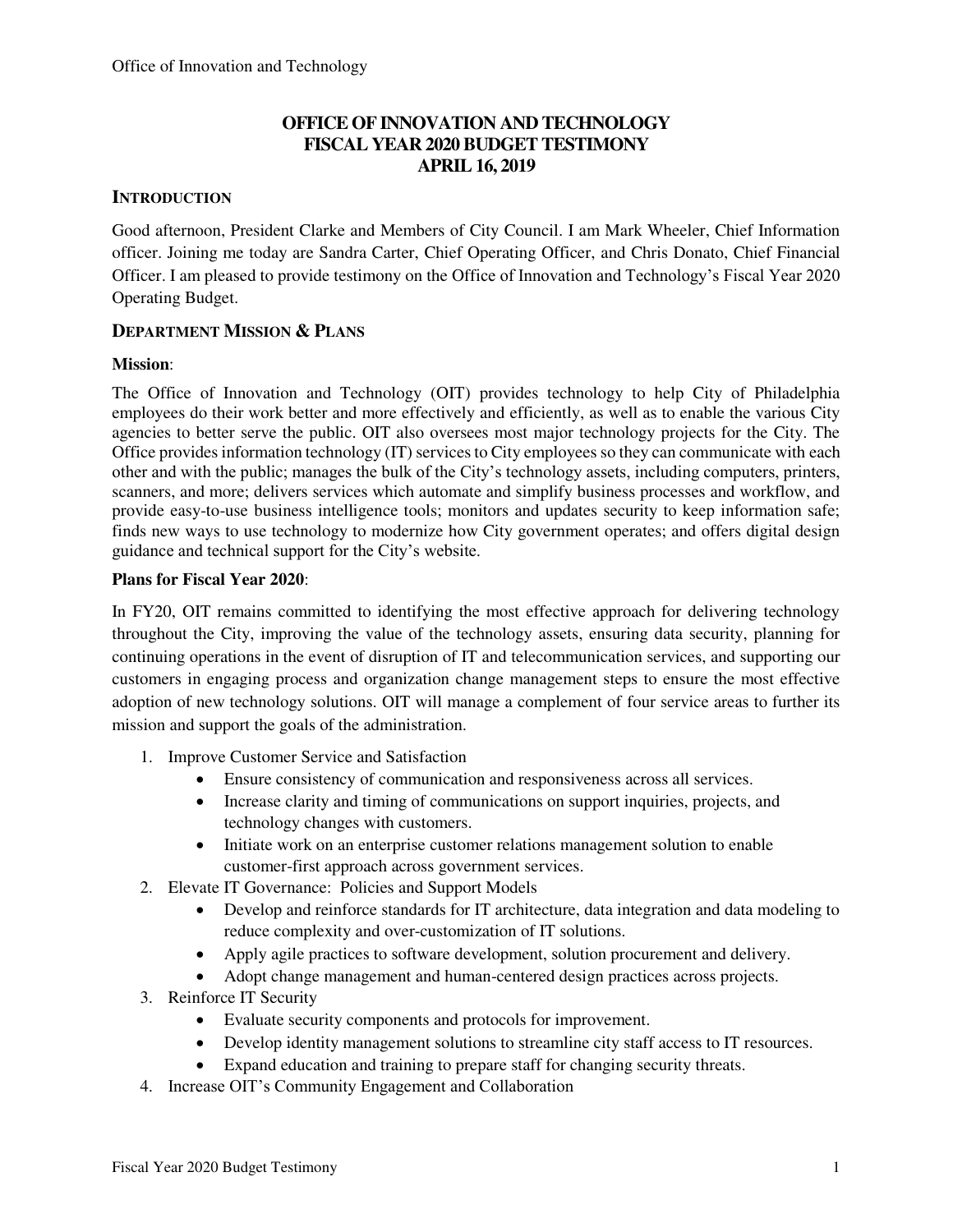# OFFICE OF INNOVATION AND TECHNOLOGY
# FISCAL YEAR 2020 BUDGET TESTIMONY
# APRIL 16, 2019

## INTRODUCTION

Good afternoon, President Clarke and Members of City Council. I am Mark Wheeler, Chief Information officer. Joining me today are Sandra Carter, Chief Operating Officer, and Chris Donato, Chief Financial Officer. I am pleased to provide testimony on the Office of Innovation and Technology's Fiscal Year 2020 Operating Budget.

## DEPARTMENT MISSION & PLANS

**Mission**:

The Office of Innovation and Technology (OIT) provides technology to help City of Philadelphia employees do their work better and more effectively and efficiently, as well as to enable the various City agencies to better serve the public. OIT also oversees most major technology projects for the City. The Office provides information technology (IT) services to City employees so they can communicate with each other and with the public; manages the bulk of the City's technology assets, including computers, printers, scanners, and more; delivers services which automate and simplify business processes and workflow, and provide easy-to-use business intelligence tools; monitors and updates security to keep information safe; finds new ways to use technology to modernize how City government operates; and offers digital design guidance and technical support for the City's website.

**Plans for Fiscal Year 2020**:

In FY20, OIT remains committed to identifying the most effective approach for delivering technology throughout the City, improving the value of the technology assets, ensuring data security, planning for continuing operations in the event of disruption of IT and telecommunication services, and supporting our customers in engaging process and organization change management steps to ensure the most effective adoption of new technology solutions. OIT will manage a complement of four service areas to further its mission and support the goals of the administration.

1. Improve Customer Service and Satisfaction
   - Ensure consistency of communication and responsiveness across all services.
   - Increase clarity and timing of communications on support inquiries, projects, and technology changes with customers.
   - Initiate work on an enterprise customer relations management solution to enable customer-first approach across government services.
2. Elevate IT Governance: Policies and Support Models
   - Develop and reinforce standards for IT architecture, data integration and data modeling to reduce complexity and over-customization of IT solutions.
   - Apply agile practices to software development, solution procurement and delivery.
   - Adopt change management and human-centered design practices across projects.
3. Reinforce IT Security
   - Evaluate security components and protocols for improvement.
   - Develop identity management solutions to streamline city staff access to IT resources.
   - Expand education and training to prepare staff for changing security threats.
4. Increase OIT's Community Engagement and Collaboration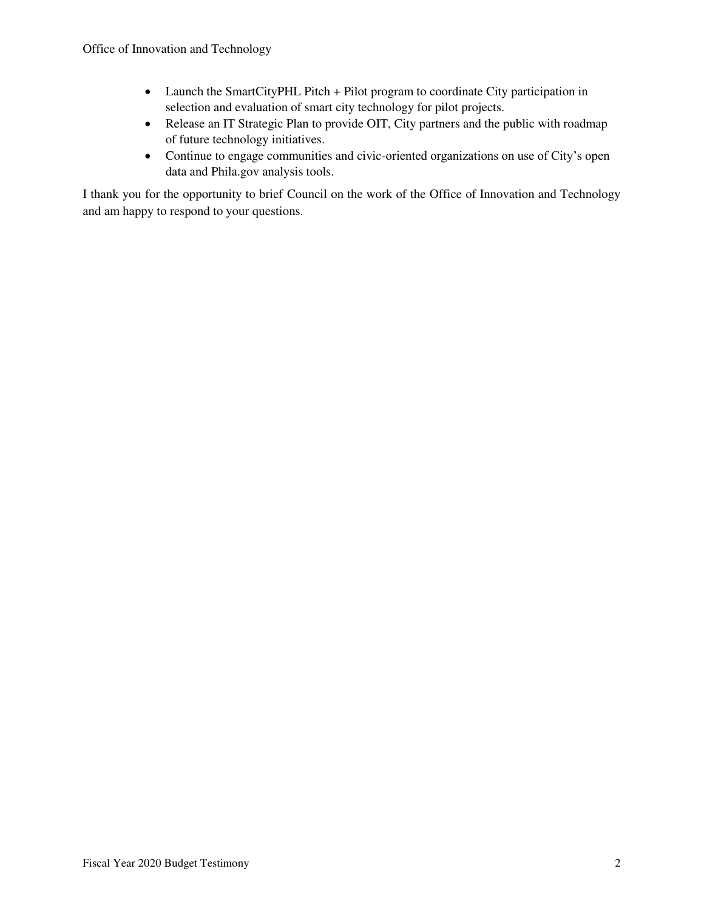- Launch the SmartCityPHL Pitch + Pilot program to coordinate City participation in selection and evaluation of smart city technology for pilot projects.
- Release an IT Strategic Plan to provide OIT, City partners and the public with roadmap of future technology initiatives.
- Continue to engage communities and civic-oriented organizations on use of City's open data and Phila.gov analysis tools.

I thank you for the opportunity to brief Council on the work of the Office of Innovation and Technology and am happy to respond to your questions.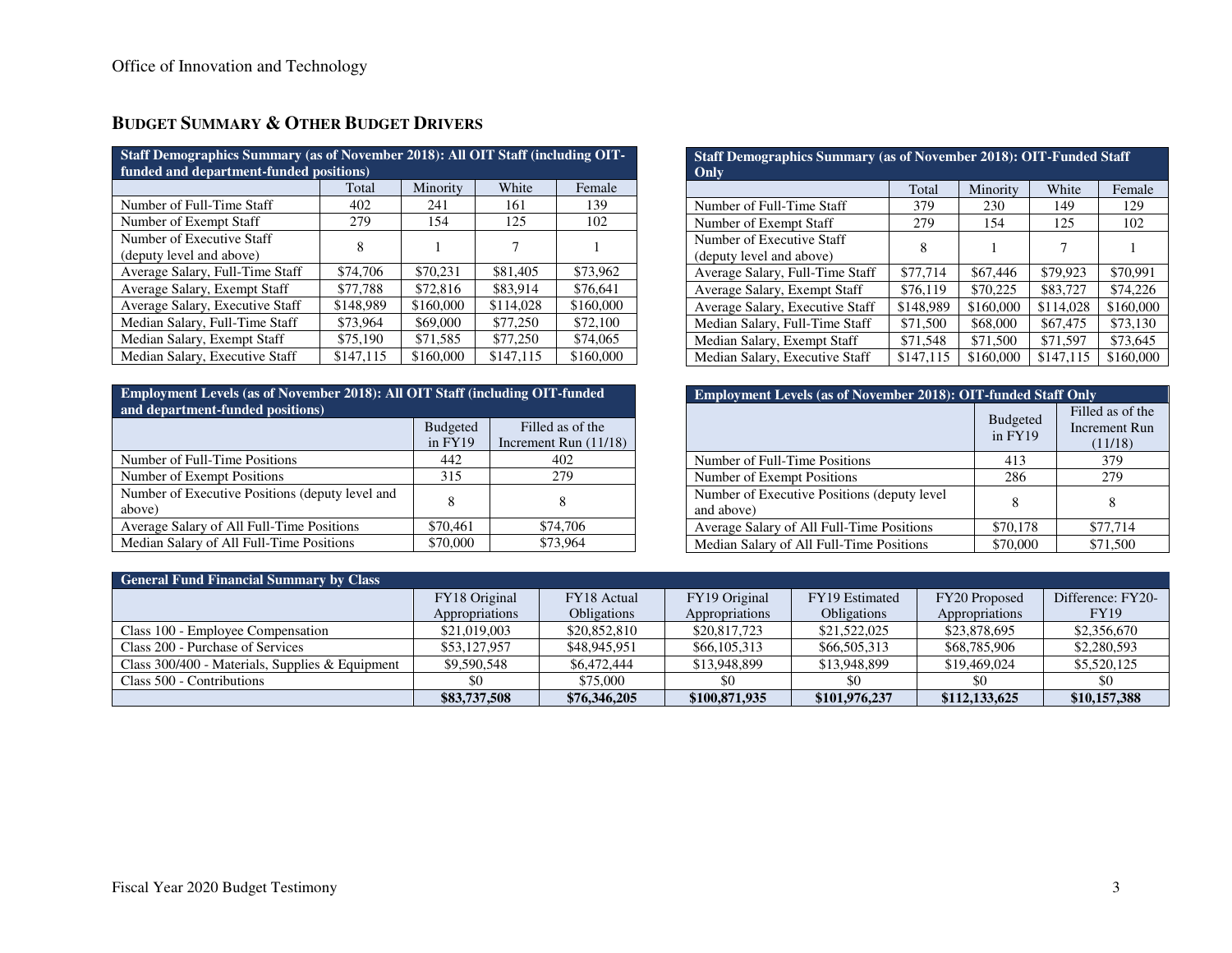## BUDGET SUMMARY & OTHER BUDGET DRIVERS

| Staff Demographics Summary (as of November 2018): All OIT Staff (including OIT-funded and department-funded positions) | | | | |
|---|---|---|---|---|
| | Total | Minority | White | Female |
| Number of Full-Time Staff | 402 | 241 | 161 | 139 |
| Number of Exempt Staff | 279 | 154 | 125 | 102 |
| Number of Executive Staff (deputy level and above) | 8 | 1 | 7 | 1 |
| Average Salary, Full-Time Staff | $74,706 | $70,231 | $81,405 | $73,962 |
| Average Salary, Exempt Staff | $77,788 | $72,816 | $83,914 | $76,641 |
| Average Salary, Executive Staff | $148,989 | $160,000 | $114,028 | $160,000 |
| Median Salary, Full-Time Staff | $73,964 | $69,000 | $77,250 | $72,100 |
| Median Salary, Exempt Staff | $75,190 | $71,585 | $77,250 | $74,065 |
| Median Salary, Executive Staff | $147,115 | $160,000 | $147,115 | $160,000 |

| Staff Demographics Summary (as of November 2018): OIT-Funded Staff Only | | | | |
|---|---|---|---|---|
| | Total | Minority | White | Female |
| Number of Full-Time Staff | 379 | 230 | 149 | 129 |
| Number of Exempt Staff | 279 | 154 | 125 | 102 |
| Number of Executive Staff (deputy level and above) | 8 | 1 | 7 | 1 |
| Average Salary, Full-Time Staff | $77,714 | $67,446 | $79,923 | $70,991 |
| Average Salary, Exempt Staff | $76,119 | $70,225 | $83,727 | $74,226 |
| Average Salary, Executive Staff | $148,989 | $160,000 | $114,028 | $160,000 |
| Median Salary, Full-Time Staff | $71,500 | $68,000 | $67,475 | $73,130 |
| Median Salary, Exempt Staff | $71,548 | $71,500 | $71,597 | $73,645 |
| Median Salary, Executive Staff | $147,115 | $160,000 | $147,115 | $160,000 |

| Employment Levels (as of November 2018): All OIT Staff (including OIT-funded and department-funded positions) | | |
|---|---|---|
| | Budgeted in FY19 | Filled as of the Increment Run (11/18) |
| Number of Full-Time Positions | 442 | 402 |
| Number of Exempt Positions | 315 | 279 |
| Number of Executive Positions (deputy level and above) | 8 | 8 |
| Average Salary of All Full-Time Positions | $70,461 | $74,706 |
| Median Salary of All Full-Time Positions | $70,000 | $73,964 |

| Employment Levels (as of November 2018): OIT-funded Staff Only | | |
|---|---|---|
| | Budgeted in FY19 | Filled as of the Increment Run (11/18) |
| Number of Full-Time Positions | 413 | 379 |
| Number of Exempt Positions | 286 | 279 |
| Number of Executive Positions (deputy level and above) | 8 | 8 |
| Average Salary of All Full-Time Positions | $70,178 | $77,714 |
| Median Salary of All Full-Time Positions | $70,000 | $71,500 |

| General Fund Financial Summary by Class | | | | | | |
|---|---|---|---|---|---|---|
| | FY18 Original Appropriations | FY18 Actual Obligations | FY19 Original Appropriations | FY19 Estimated Obligations | FY20 Proposed Appropriations | Difference: FY20-FY19 |
| Class 100 - Employee Compensation | $21,019,003 | $20,852,810 | $20,817,723 | $21,522,025 | $23,878,695 | $2,356,670 |
| Class 200 - Purchase of Services | $53,127,957 | $48,945,951 | $66,105,313 | $66,505,313 | $68,785,906 | $2,280,593 |
| Class 300/400 - Materials, Supplies & Equipment | $9,590,548 | $6,472,444 | $13,948,899 | $13,948,899 | $19,469,024 | $5,520,125 |
| Class 500 - Contributions | $0 | $75,000 | $0 | $0 | $0 | $0 |
| | **$83,737,508** | **$76,346,205** | **$100,871,935** | **$101,976,237** | **$112,133,625** | **$10,157,388** |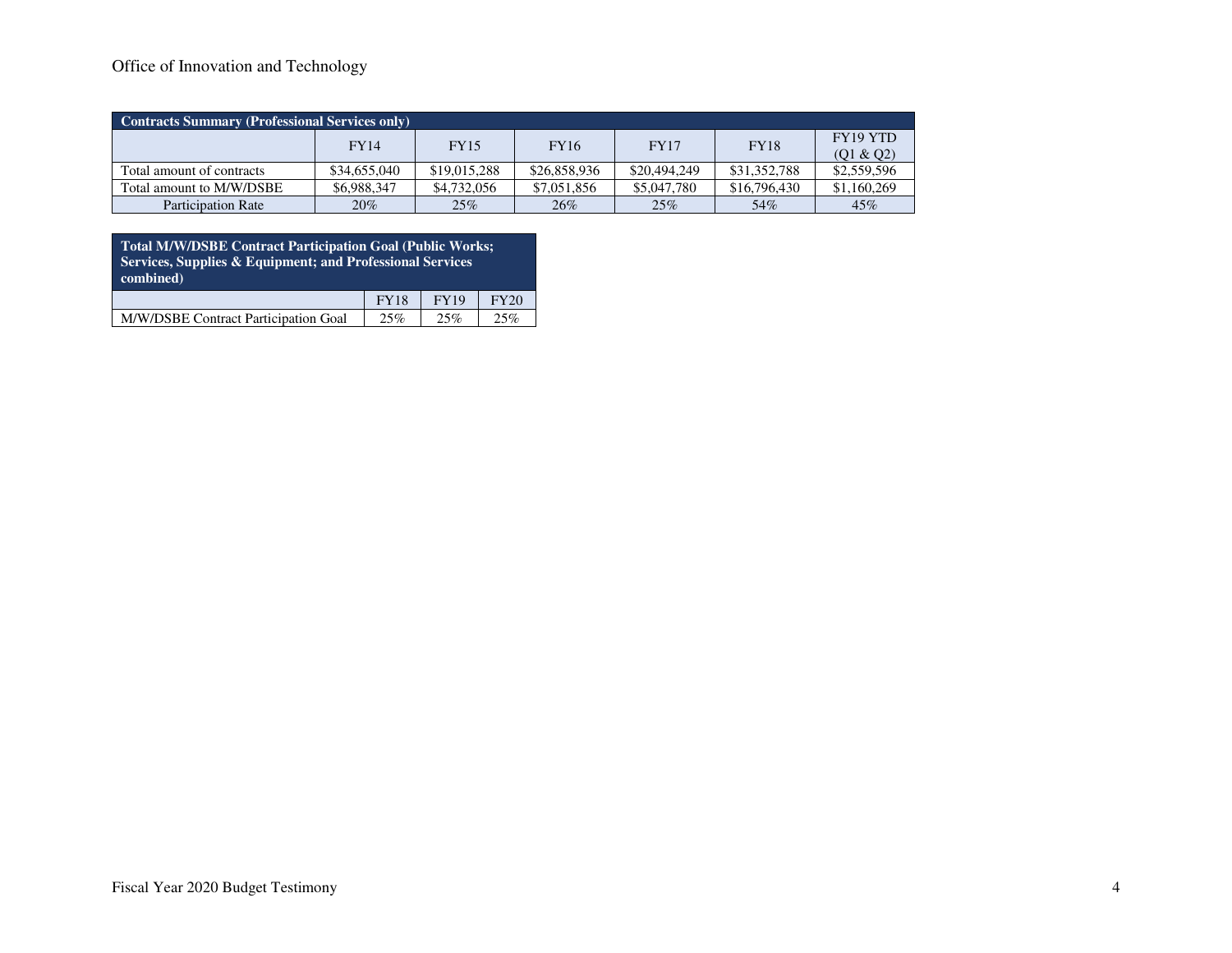Office of Innovation and Technology

| Contracts Summary (Professional Services only) | | | | | | |
|---|---|---|---|---|---|---|
| | FY14 | FY15 | FY16 | FY17 | FY18 | FY19 YTD (Q1 & Q2) |
| Total amount of contracts | $34,655,040 | $19,015,288 | $26,858,936 | $20,494,249 | $31,352,788 | $2,559,596 |
| Total amount to M/W/DSBE | $6,988,347 | $4,732,056 | $7,051,856 | $5,047,780 | $16,796,430 | $1,160,269 |
| Participation Rate | 20% | 25% | 26% | 25% | 54% | 45% |

| Total M/W/DSBE Contract Participation Goal (Public Works; Services, Supplies & Equipment; and Professional Services combined) | | | |
|---|---|---|---|
| | FY18 | FY19 | FY20 |
| M/W/DSBE Contract Participation Goal | 25% | 25% | 25% |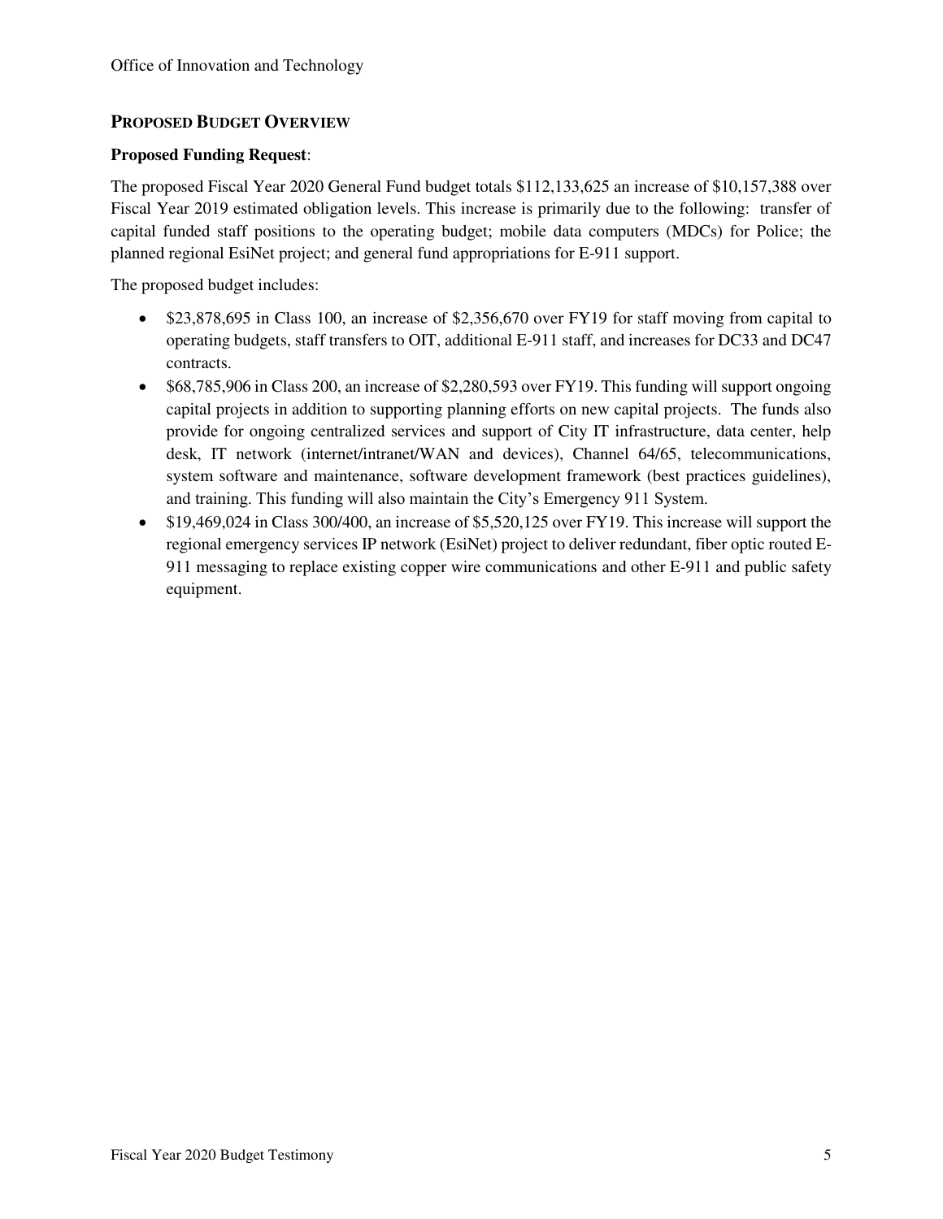## PROPOSED BUDGET OVERVIEW

**Proposed Funding Request**:

The proposed Fiscal Year 2020 General Fund budget totals $112,133,625 an increase of $10,157,388 over Fiscal Year 2019 estimated obligation levels. This increase is primarily due to the following: transfer of capital funded staff positions to the operating budget; mobile data computers (MDCs) for Police; the planned regional EsiNet project; and general fund appropriations for E-911 support.

The proposed budget includes:

- $23,878,695 in Class 100, an increase of $2,356,670 over FY19 for staff moving from capital to operating budgets, staff transfers to OIT, additional E-911 staff, and increases for DC33 and DC47 contracts.
- $68,785,906 in Class 200, an increase of $2,280,593 over FY19. This funding will support ongoing capital projects in addition to supporting planning efforts on new capital projects. The funds also provide for ongoing centralized services and support of City IT infrastructure, data center, help desk, IT network (internet/intranet/WAN and devices), Channel 64/65, telecommunications, system software and maintenance, software development framework (best practices guidelines), and training. This funding will also maintain the City's Emergency 911 System.
- $19,469,024 in Class 300/400, an increase of $5,520,125 over FY19. This increase will support the regional emergency services IP network (EsiNet) project to deliver redundant, fiber optic routed E-911 messaging to replace existing copper wire communications and other E-911 and public safety equipment.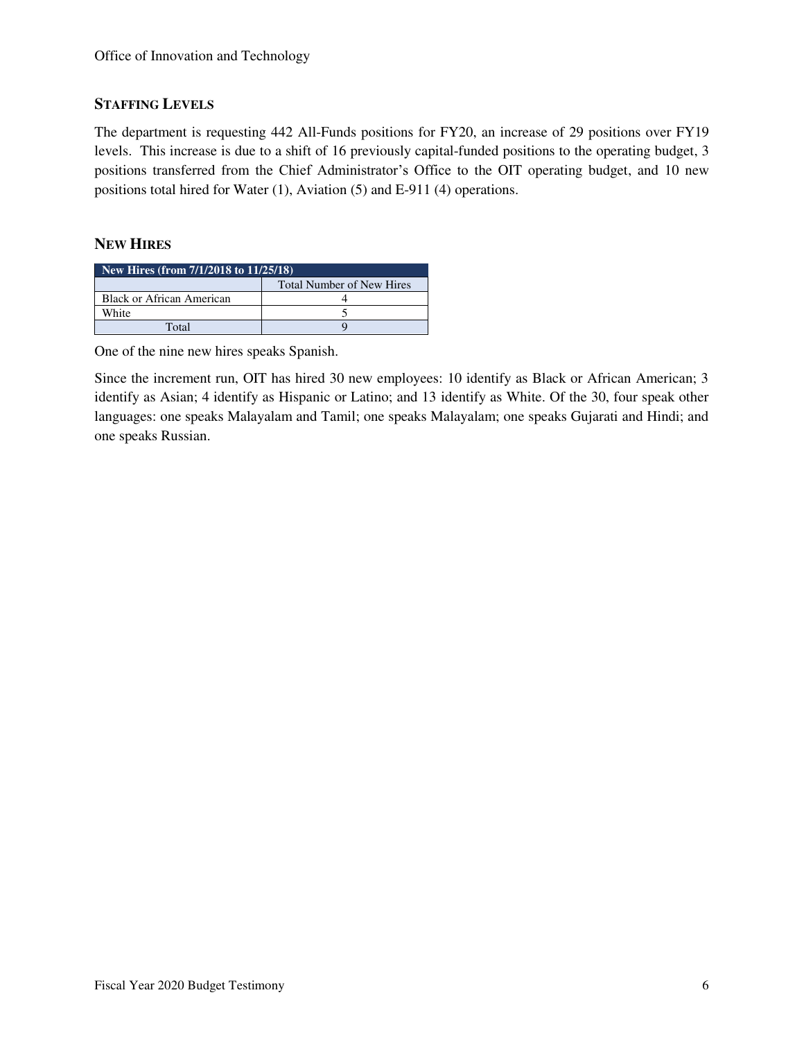## STAFFING LEVELS

The department is requesting 442 All-Funds positions for FY20, an increase of 29 positions over FY19 levels. This increase is due to a shift of 16 previously capital-funded positions to the operating budget, 3 positions transferred from the Chief Administrator's Office to the OIT operating budget, and 10 new positions total hired for Water (1), Aviation (5) and E-911 (4) operations.

## NEW HIRES

| New Hires (from 7/1/2018 to 11/25/18) | |
|---|---|
| | Total Number of New Hires |
| Black or African American | 4 |
| White | 5 |
| Total | 9 |

One of the nine new hires speaks Spanish.

Since the increment run, OIT has hired 30 new employees: 10 identify as Black or African American; 3 identify as Asian; 4 identify as Hispanic or Latino; and 13 identify as White. Of the 30, four speak other languages: one speaks Malayalam and Tamil; one speaks Malayalam; one speaks Gujarati and Hindi; and one speaks Russian.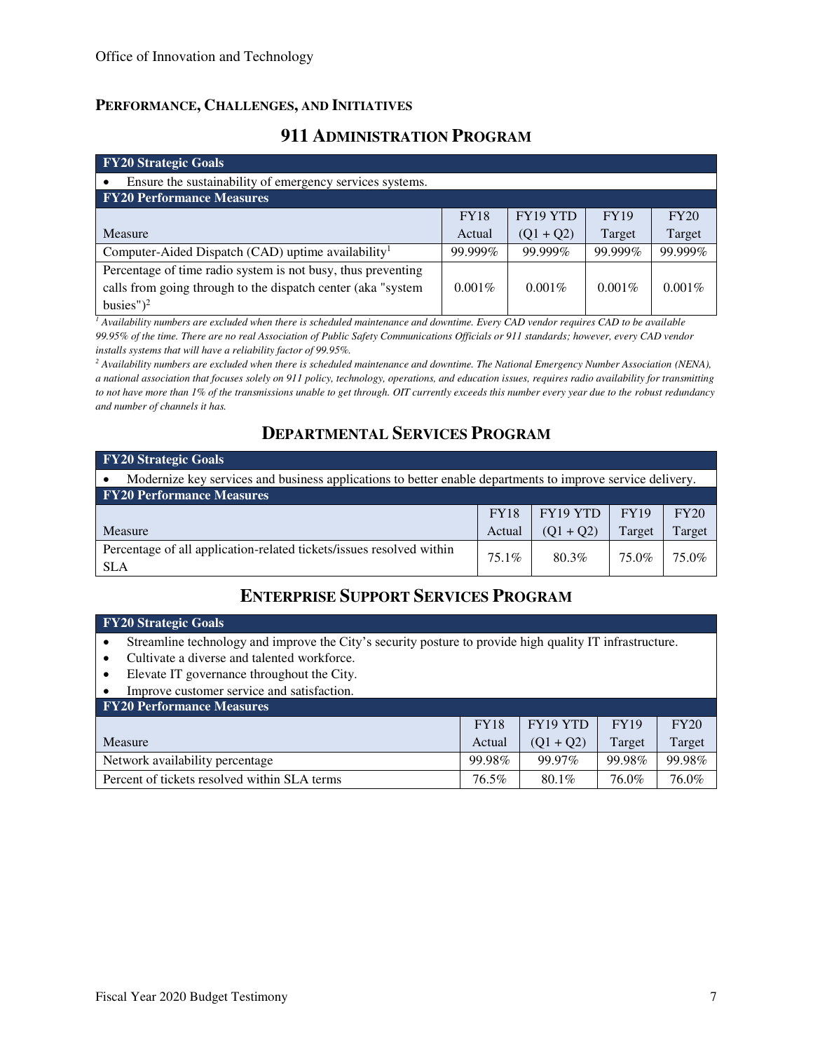## Performance, Challenges, and Initiatives

### 911 Administration Program

| FY20 Strategic Goals | | | | |
|---|---|---|---|---|
| • Ensure the sustainability of emergency services systems. | | | | |
| **FY20 Performance Measures** | | | | |
| Measure | FY18 Actual | FY19 YTD (Q1 + Q2) | FY19 Target | FY20 Target |
| Computer-Aided Dispatch (CAD) uptime availability[1] | 99.999% | 99.999% | 99.999% | 99.999% |
| Percentage of time radio system is not busy, thus preventing calls from going through to the dispatch center (aka "system busies")[2] | 0.001% | 0.001% | 0.001% | 0.001% |

*[1] Availability numbers are excluded when there is scheduled maintenance and downtime. Every CAD vendor requires CAD to be available 99.95% of the time. There are no real Association of Public Safety Communications Officials or 911 standards; however, every CAD vendor installs systems that will have a reliability factor of 99.95%.*

*[2] Availability numbers are excluded when there is scheduled maintenance and downtime. The National Emergency Number Association (NENA), a national association that focuses solely on 911 policy, technology, operations, and education issues, requires radio availability for transmitting to not have more than 1% of the transmissions unable to get through. OIT currently exceeds this number every year due to the robust redundancy and number of channels it has.*

### Departmental Services Program

| FY20 Strategic Goals | | | | |
|---|---|---|---|---|
| • Modernize key services and business applications to better enable departments to improve service delivery. | | | | |
| **FY20 Performance Measures** | | | | |
| Measure | FY18 Actual | FY19 YTD (Q1 + Q2) | FY19 Target | FY20 Target |
| Percentage of all application-related tickets/issues resolved within SLA | 75.1% | 80.3% | 75.0% | 75.0% |

### Enterprise Support Services Program

| FY20 Strategic Goals | | | | |
|---|---|---|---|---|
| • Streamline technology and improve the City's security posture to provide high quality IT infrastructure.<br>• Cultivate a diverse and talented workforce.<br>• Elevate IT governance throughout the City.<br>• Improve customer service and satisfaction. | | | | |
| **FY20 Performance Measures** | | | | |
| Measure | FY18 Actual | FY19 YTD (Q1 + Q2) | FY19 Target | FY20 Target |
| Network availability percentage | 99.98% | 99.97% | 99.98% | 99.98% |
| Percent of tickets resolved within SLA terms | 76.5% | 80.1% | 76.0% | 76.0% |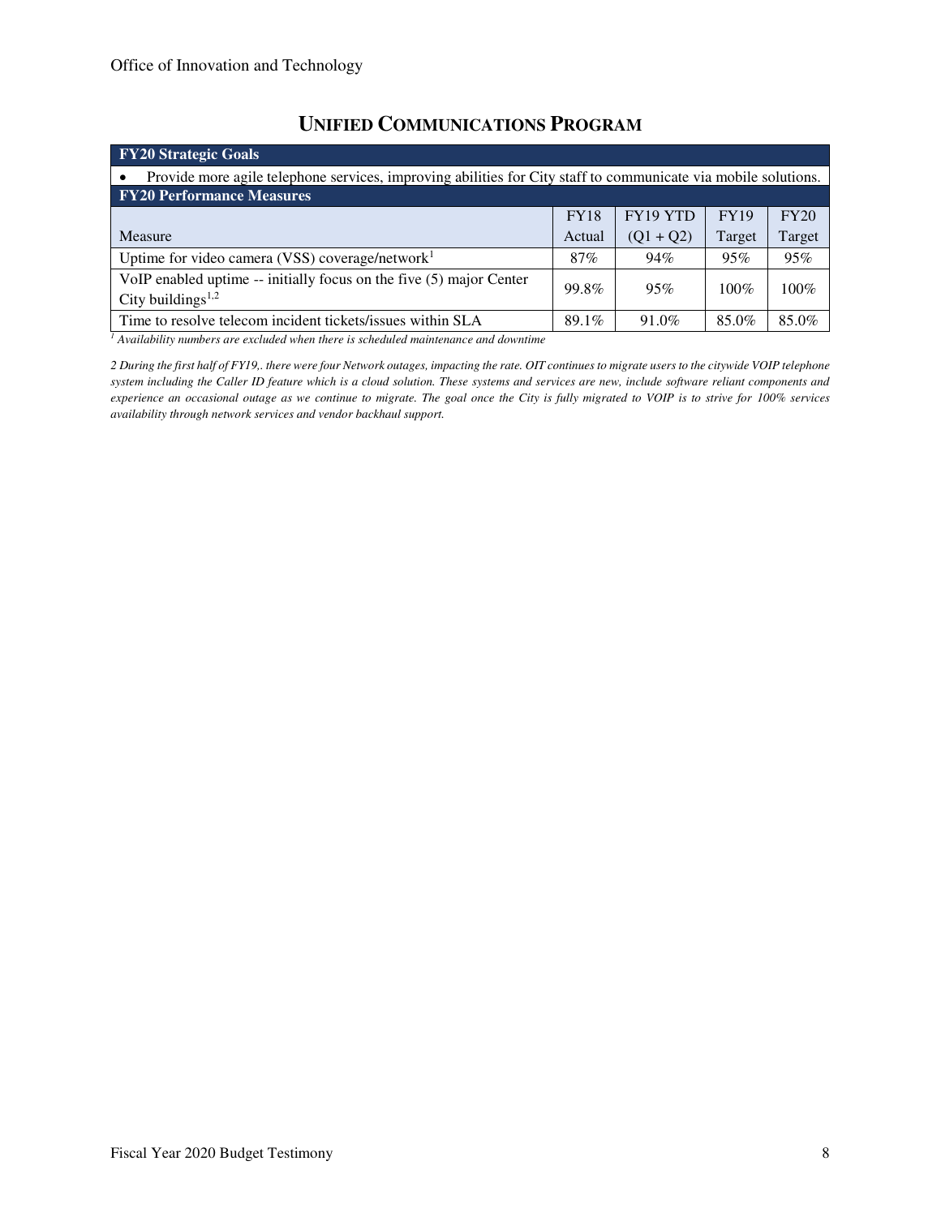## UNIFIED COMMUNICATIONS PROGRAM

| **FY20 Strategic Goals** | | | | |
|---|---|---|---|---|
| • Provide more agile telephone services, improving abilities for City staff to communicate via mobile solutions. | | | | |
| **FY20 Performance Measures** | | | | |
| Measure | FY18 Actual | FY19 YTD (Q1 + Q2) | FY19 Target | FY20 Target |
| Uptime for video camera (VSS) coverage/network[1] | 87% | 94% | 95% | 95% |
| VoIP enabled uptime -- initially focus on the five (5) major Center City buildings[1,2] | 99.8% | 95% | 100% | 100% |
| Time to resolve telecom incident tickets/issues within SLA | 89.1% | 91.0% | 85.0% | 85.0% |

*[1] Availability numbers are excluded when there is scheduled maintenance and downtime*

*2 During the first half of FY19,. there were four Network outages, impacting the rate. OIT continues to migrate users to the citywide VOIP telephone system including the Caller ID feature which is a cloud solution. These systems and services are new, include software reliant components and experience an occasional outage as we continue to migrate. The goal once the City is fully migrated to VOIP is to strive for 100% services availability through network services and vendor backhaul support.*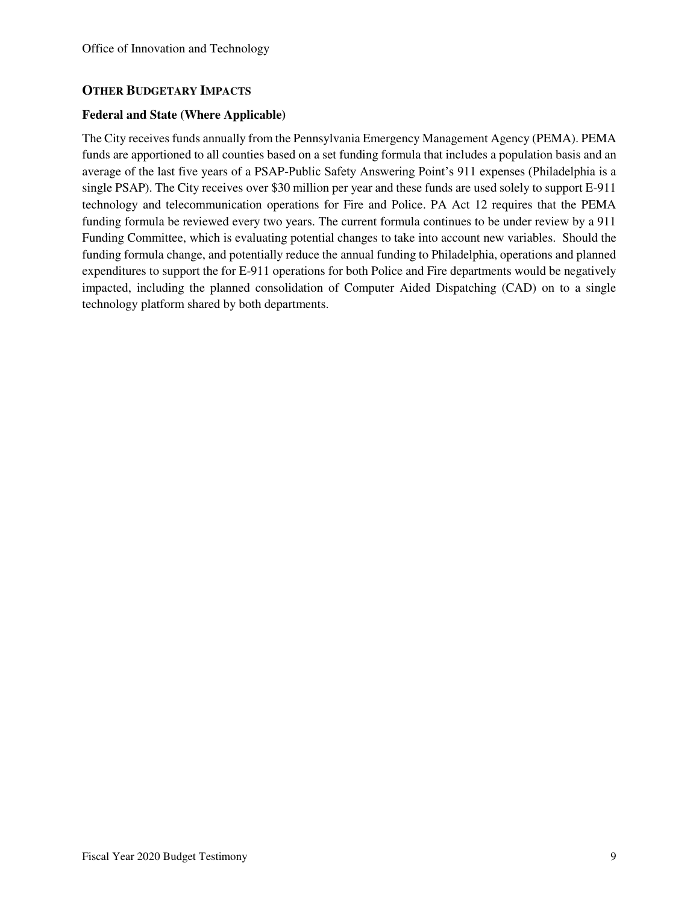## OTHER BUDGETARY IMPACTS

### Federal and State (Where Applicable)

The City receives funds annually from the Pennsylvania Emergency Management Agency (PEMA). PEMA funds are apportioned to all counties based on a set funding formula that includes a population basis and an average of the last five years of a PSAP-Public Safety Answering Point's 911 expenses (Philadelphia is a single PSAP). The City receives over $30 million per year and these funds are used solely to support E-911 technology and telecommunication operations for Fire and Police. PA Act 12 requires that the PEMA funding formula be reviewed every two years. The current formula continues to be under review by a 911 Funding Committee, which is evaluating potential changes to take into account new variables. Should the funding formula change, and potentially reduce the annual funding to Philadelphia, operations and planned expenditures to support the for E-911 operations for both Police and Fire departments would be negatively impacted, including the planned consolidation of Computer Aided Dispatching (CAD) on to a single technology platform shared by both departments.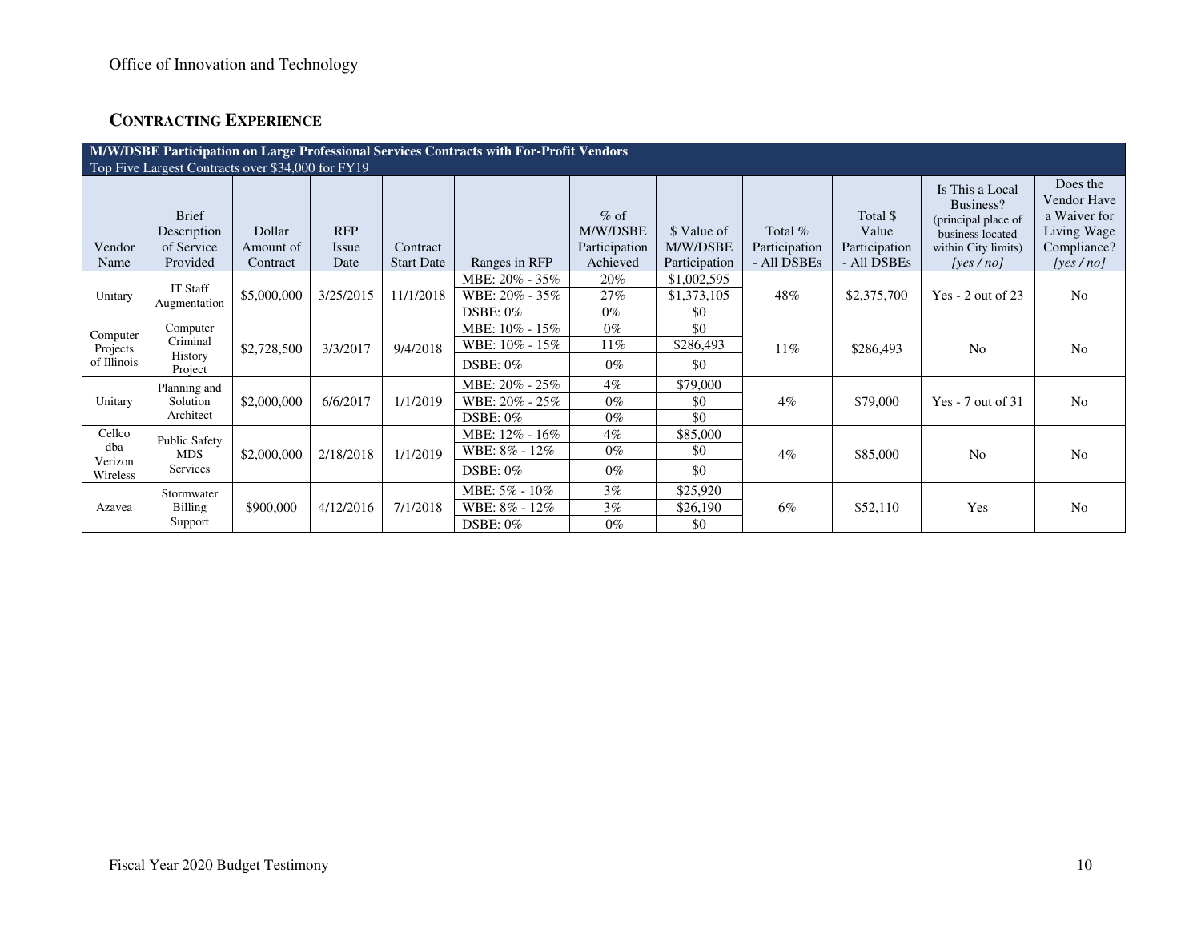Office of Innovation and Technology

## Contracting Experience

| M/W/DSBE Participation on Large Professional Services Contracts with For-Profit Vendors | | | | | | | | | | | |
|---|---|---|---|---|---|---|---|---|---|---|---|
| Top Five Largest Contracts over $34,000 for FY19 | | | | | | | | | | | |
| Vendor Name | Brief Description of Service Provided | Dollar Amount of Contract | RFP Issue Date | Contract Start Date | Ranges in RFP | % of M/W/DSBE Participation Achieved | $ Value of M/W/DSBE Participation | Total % Participation - All DSBEs | Total $ Value Participation - All DSBEs | Is This a Local Business? (principal place of business located within City limits) *[yes / no]* | Does the Vendor Have a Waiver for Living Wage Compliance? *[yes / no]* |
| Unitary | IT Staff Augmentation | $5,000,000 | 3/25/2015 | 11/1/2018 | MBE: 20% - 35% | 20% | $1,002,595 | 48% | $2,375,700 | Yes - 2 out of 23 | No |
| | | | | | WBE: 20% - 35% | 27% | $1,373,105 | | | | |
| | | | | | DSBE: 0% | 0% | $0 | | | | |
| Computer Projects of Illinois | Computer Criminal History Project | $2,728,500 | 3/3/2017 | 9/4/2018 | MBE: 10% - 15% | 0% | $0 | 11% | $286,493 | No | No |
| | | | | | WBE: 10% - 15% | 11% | $286,493 | | | | |
| | | | | | DSBE: 0% | 0% | $0 | | | | |
| Unitary | Planning and Solution Architect | $2,000,000 | 6/6/2017 | 1/1/2019 | MBE: 20% - 25% | 4% | $79,000 | 4% | $79,000 | Yes - 7 out of 31 | No |
| | | | | | WBE: 20% - 25% | 0% | $0 | | | | |
| | | | | | DSBE: 0% | 0% | $0 | | | | |
| Cellco dba Verizon Wireless | Public Safety MDS Services | $2,000,000 | 2/18/2018 | 1/1/2019 | MBE: 12% - 16% | 4% | $85,000 | 4% | $85,000 | No | No |
| | | | | | WBE: 8% - 12% | 0% | $0 | | | | |
| | | | | | DSBE: 0% | 0% | $0 | | | | |
| Azavea | Stormwater Billing Support | $900,000 | 4/12/2016 | 7/1/2018 | MBE: 5% - 10% | 3% | $25,920 | 6% | $52,110 | Yes | No |
| | | | | | WBE: 8% - 12% | 3% | $26,190 | | | | |
| | | | | | DSBE: 0% | 0% | $0 | | | | |

Fiscal Year 2020 Budget Testimony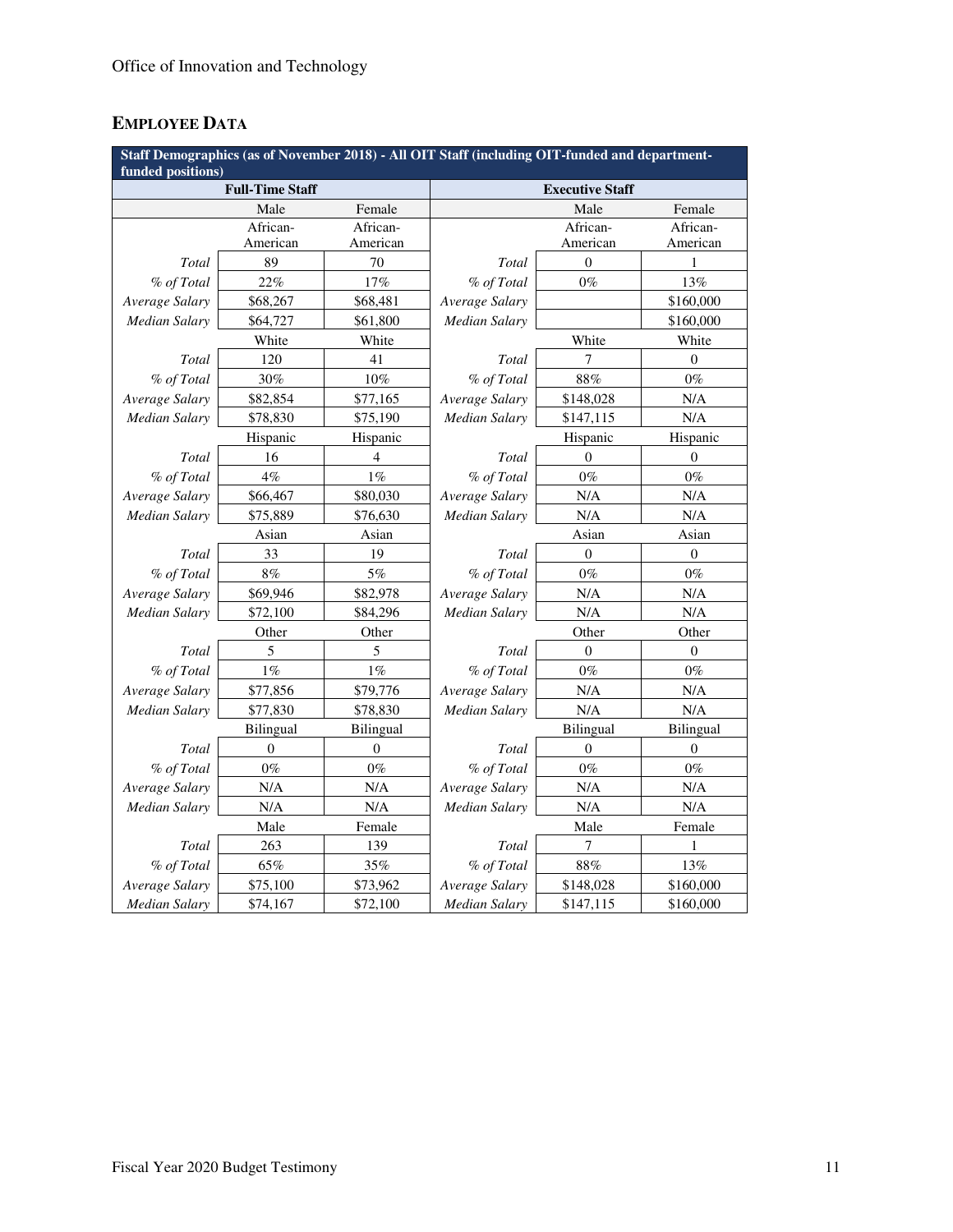## Employee Data

| Staff Demographics (as of November 2018) - All OIT Staff (including OIT-funded and department-funded positions) | | | | | |
|---|---|---|---|---|---|
| **Full-Time Staff** | | | **Executive Staff** | | |
| | Male | Female | | Male | Female |
| | African-American | African-American | | African-American | African-American |
| *Total* | 89 | 70 | *Total* | 0 | 1 |
| *% of Total* | 22% | 17% | *% of Total* | 0% | 13% |
| *Average Salary* | $68,267 | $68,481 | *Average Salary* | | $160,000 |
| *Median Salary* | $64,727 | $61,800 | *Median Salary* | | $160,000 |
| | White | White | | White | White |
| *Total* | 120 | 41 | *Total* | 7 | 0 |
| *% of Total* | 30% | 10% | *% of Total* | 88% | 0% |
| *Average Salary* | $82,854 | $77,165 | *Average Salary* | $148,028 | N/A |
| *Median Salary* | $78,830 | $75,190 | *Median Salary* | $147,115 | N/A |
| | Hispanic | Hispanic | | Hispanic | Hispanic |
| *Total* | 16 | 4 | *Total* | 0 | 0 |
| *% of Total* | 4% | 1% | *% of Total* | 0% | 0% |
| *Average Salary* | $66,467 | $80,030 | *Average Salary* | N/A | N/A |
| *Median Salary* | $75,889 | $76,630 | *Median Salary* | N/A | N/A |
| | Asian | Asian | | Asian | Asian |
| *Total* | 33 | 19 | *Total* | 0 | 0 |
| *% of Total* | 8% | 5% | *% of Total* | 0% | 0% |
| *Average Salary* | $69,946 | $82,978 | *Average Salary* | N/A | N/A |
| *Median Salary* | $72,100 | $84,296 | *Median Salary* | N/A | N/A |
| | Other | Other | | Other | Other |
| *Total* | 5 | 5 | *Total* | 0 | 0 |
| *% of Total* | 1% | 1% | *% of Total* | 0% | 0% |
| *Average Salary* | $77,856 | $79,776 | *Average Salary* | N/A | N/A |
| *Median Salary* | $77,830 | $78,830 | *Median Salary* | N/A | N/A |
| | Bilingual | Bilingual | | Bilingual | Bilingual |
| *Total* | 0 | 0 | *Total* | 0 | 0 |
| *% of Total* | 0% | 0% | *% of Total* | 0% | 0% |
| *Average Salary* | N/A | N/A | *Average Salary* | N/A | N/A |
| *Median Salary* | N/A | N/A | *Median Salary* | N/A | N/A |
| | Male | Female | | Male | Female |
| *Total* | 263 | 139 | *Total* | 7 | 1 |
| *% of Total* | 65% | 35% | *% of Total* | 88% | 13% |
| *Average Salary* | $75,100 | $73,962 | *Average Salary* | $148,028 | $160,000 |
| *Median Salary* | $74,167 | $72,100 | *Median Salary* | $147,115 | $160,000 |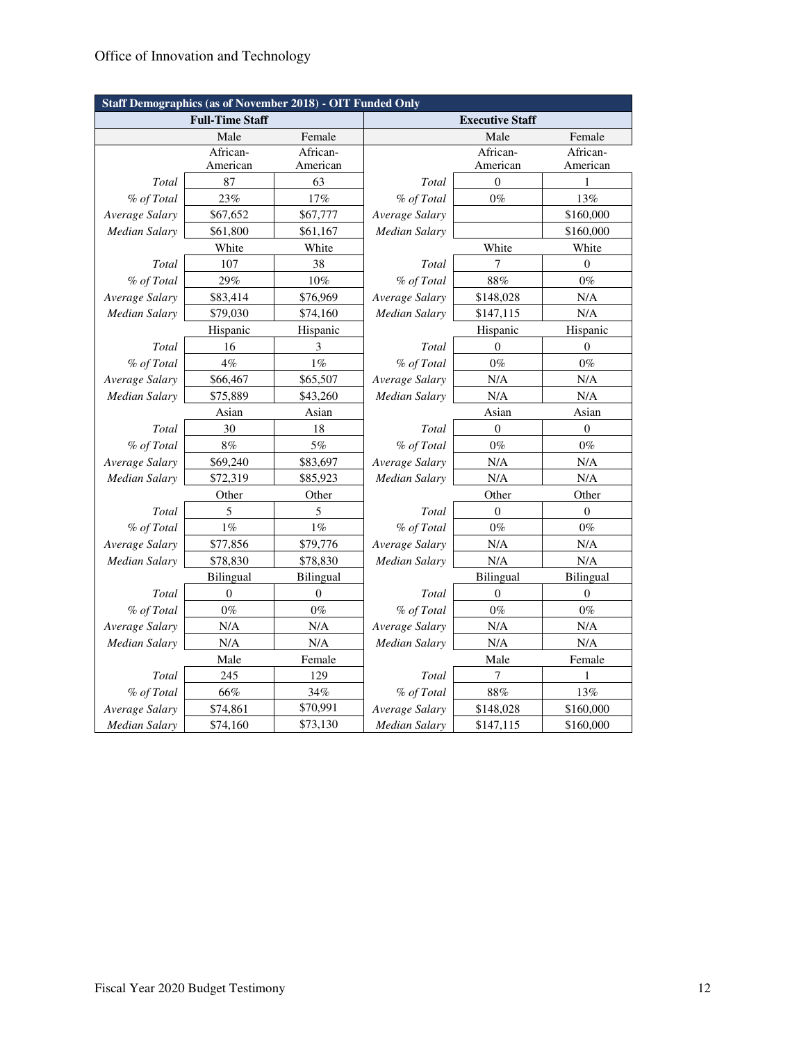| Staff Demographics (as of November 2018) - OIT Funded Only | | | | | |
|---|---|---|---|---|---|
| **Full-Time Staff** | | | **Executive Staff** | | |
| | Male | Female | | Male | Female |
| | African-American | African-American | | African-American | African-American |
| *Total* | 87 | 63 | *Total* | 0 | 1 |
| *% of Total* | 23% | 17% | *% of Total* | 0% | 13% |
| *Average Salary* | $67,652 | $67,777 | *Average Salary* | | $160,000 |
| *Median Salary* | $61,800 | $61,167 | *Median Salary* | | $160,000 |
| | White | White | | White | White |
| *Total* | 107 | 38 | *Total* | 7 | 0 |
| *% of Total* | 29% | 10% | *% of Total* | 88% | 0% |
| *Average Salary* | $83,414 | $76,969 | *Average Salary* | $148,028 | N/A |
| *Median Salary* | $79,030 | $74,160 | *Median Salary* | $147,115 | N/A |
| | Hispanic | Hispanic | | Hispanic | Hispanic |
| *Total* | 16 | 3 | *Total* | 0 | 0 |
| *% of Total* | 4% | 1% | *% of Total* | 0% | 0% |
| *Average Salary* | $66,467 | $65,507 | *Average Salary* | N/A | N/A |
| *Median Salary* | $75,889 | $43,260 | *Median Salary* | N/A | N/A |
| | Asian | Asian | | Asian | Asian |
| *Total* | 30 | 18 | *Total* | 0 | 0 |
| *% of Total* | 8% | 5% | *% of Total* | 0% | 0% |
| *Average Salary* | $69,240 | $83,697 | *Average Salary* | N/A | N/A |
| *Median Salary* | $72,319 | $85,923 | *Median Salary* | N/A | N/A |
| | Other | Other | | Other | Other |
| *Total* | 5 | 5 | *Total* | 0 | 0 |
| *% of Total* | 1% | 1% | *% of Total* | 0% | 0% |
| *Average Salary* | $77,856 | $79,776 | *Average Salary* | N/A | N/A |
| *Median Salary* | $78,830 | $78,830 | *Median Salary* | N/A | N/A |
| | Bilingual | Bilingual | | Bilingual | Bilingual |
| *Total* | 0 | 0 | *Total* | 0 | 0 |
| *% of Total* | 0% | 0% | *% of Total* | 0% | 0% |
| *Average Salary* | N/A | N/A | *Average Salary* | N/A | N/A |
| *Median Salary* | N/A | N/A | *Median Salary* | N/A | N/A |
| | Male | Female | | Male | Female |
| *Total* | 245 | 129 | *Total* | 7 | 1 |
| *% of Total* | 66% | 34% | *% of Total* | 88% | 13% |
| *Average Salary* | $74,861 | $70,991 | *Average Salary* | $148,028 | $160,000 |
| *Median Salary* | $74,160 | $73,130 | *Median Salary* | $147,115 | $160,000 |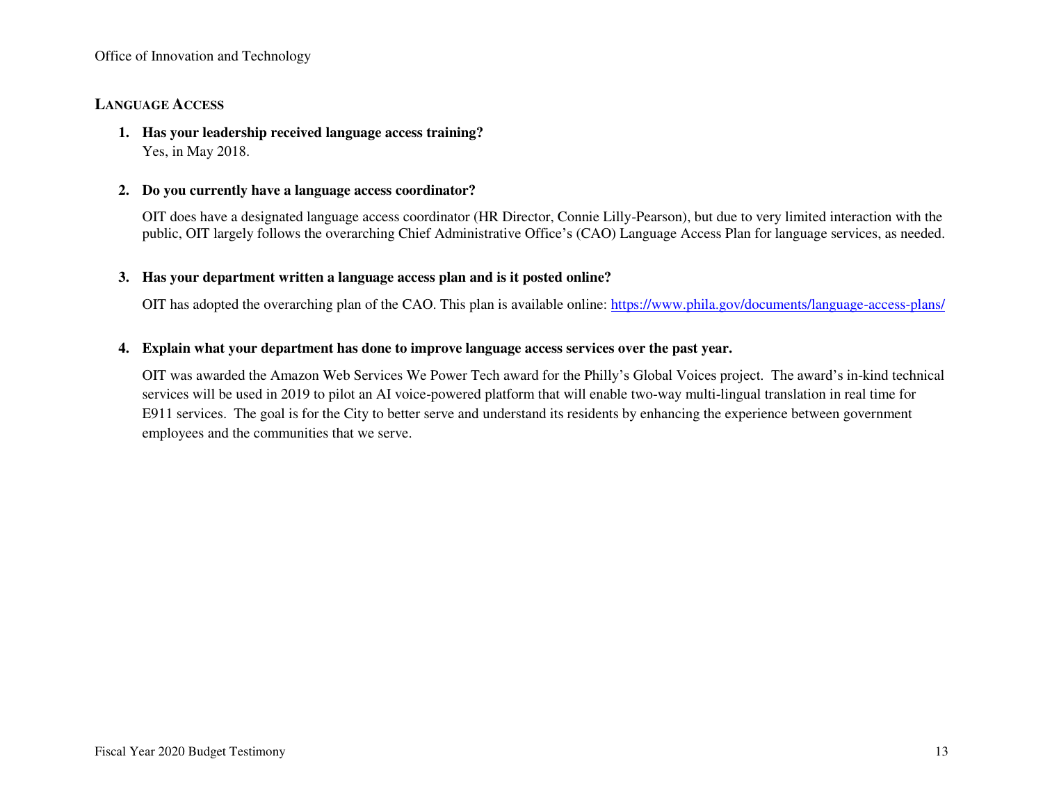## LANGUAGE ACCESS

1. **Has your leadership received language access training?**
   Yes, in May 2018.

2. **Do you currently have a language access coordinator?**

   OIT does have a designated language access coordinator (HR Director, Connie Lilly-Pearson), but due to very limited interaction with the public, OIT largely follows the overarching Chief Administrative Office's (CAO) Language Access Plan for language services, as needed.

3. **Has your department written a language access plan and is it posted online?**

   OIT has adopted the overarching plan of the CAO. This plan is available online: https://www.phila.gov/documents/language-access-plans/

4. **Explain what your department has done to improve language access services over the past year.**

   OIT was awarded the Amazon Web Services We Power Tech award for the Philly's Global Voices project. The award's in-kind technical services will be used in 2019 to pilot an AI voice-powered platform that will enable two-way multi-lingual translation in real time for E911 services. The goal is for the City to better serve and understand its residents by enhancing the experience between government employees and the communities that we serve.